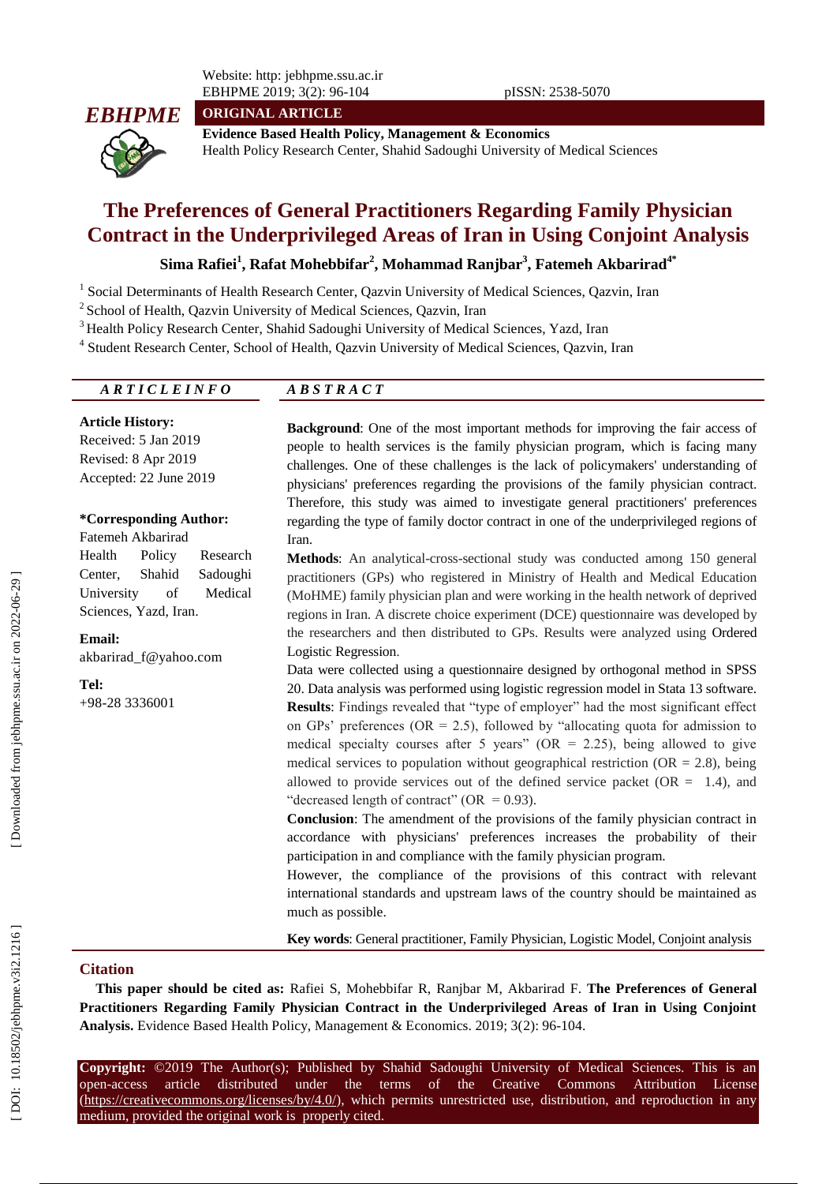**ORIGINAL ARTICLE**

**Evidence Based Health Policy, Management & Economics**
Health Policy Research Center, Shahid Sadoughi University of Medical Sciences

# The Preferences of General Practitioners Regarding Family Physician Contract in the Underprivileged Areas of Iran in Using Conjoint Analysis

**Sima Rafiei[1], Rafat Mohebbifar[2], Mohammad Ranjbar[3], Fatemeh Akbarirad[4*]**

[1] Social Determinants of Health Research Center, Qazvin University of Medical Sciences, Qazvin, Iran
[2] School of Health, Qazvin University of Medical Sciences, Qazvin, Iran
[3] Health Policy Research Center, Shahid Sadoughi University of Medical Sciences, Yazd, Iran
[4] Student Research Center, School of Health, Qazvin University of Medical Sciences, Qazvin, Iran

## ARTICLE INFO

**Article History:**
Received: 5 Jan 2019
Revised: 8 Apr 2019
Accepted: 22 June 2019

**\*Corresponding Author:**
Fatemeh Akbarirad
Health Policy Research Center, Shahid Sadoughi University of Medical Sciences, Yazd, Iran.

**Email:**
akbarirad_f@yahoo.com

**Tel:**
+98-28 3336001

## ABSTRACT

**Background**: One of the most important methods for improving the fair access of people to health services is the family physician program, which is facing many challenges. One of these challenges is the lack of policymakers' understanding of physicians' preferences regarding the provisions of the family physician contract. Therefore, this study was aimed to investigate general practitioners' preferences regarding the type of family doctor contract in one of the underprivileged regions of Iran.

**Methods**: An analytical-cross-sectional study was conducted among 150 general practitioners (GPs) who registered in Ministry of Health and Medical Education (MoHME) family physician plan and were working in the health network of deprived regions in Iran. A discrete choice experiment (DCE) questionnaire was developed by the researchers and then distributed to GPs. Results were analyzed using Ordered Logistic Regression.

Data were collected using a questionnaire designed by orthogonal method in SPSS 20. Data analysis was performed using logistic regression model in Stata 13 software.

**Results**: Findings revealed that "type of employer" had the most significant effect on GPs' preferences (OR = 2.5), followed by "allocating quota for admission to medical specialty courses after 5 years" (OR = 2.25), being allowed to give medical services to population without geographical restriction (OR = 2.8), being allowed to provide services out of the defined service packet (OR = 1.4), and "decreased length of contract" (OR = 0.93).

**Conclusion**: The amendment of the provisions of the family physician contract in accordance with physicians' preferences increases the probability of their participation in and compliance with the family physician program.

However, the compliance of the provisions of this contract with relevant international standards and upstream laws of the country should be maintained as much as possible.

**Key words**: General practitioner, Family Physician, Logistic Model, Conjoint analysis

## Citation

**This paper should be cited as:** Rafiei S, Mohebbifar R, Ranjbar M, Akbarirad F. **The Preferences of General Practitioners Regarding Family Physician Contract in the Underprivileged Areas of Iran in Using Conjoint Analysis.** Evidence Based Health Policy, Management & Economics. 2019; 3(2): 96-104.

**Copyright:** ©2019 The Author(s); Published by Shahid Sadoughi University of Medical Sciences. This is an open-access article distributed under the terms of the Creative Commons Attribution License (https://creativecommons.org/licenses/by/4.0/), which permits unrestricted use, distribution, and reproduction in any medium, provided the original work is properly cited.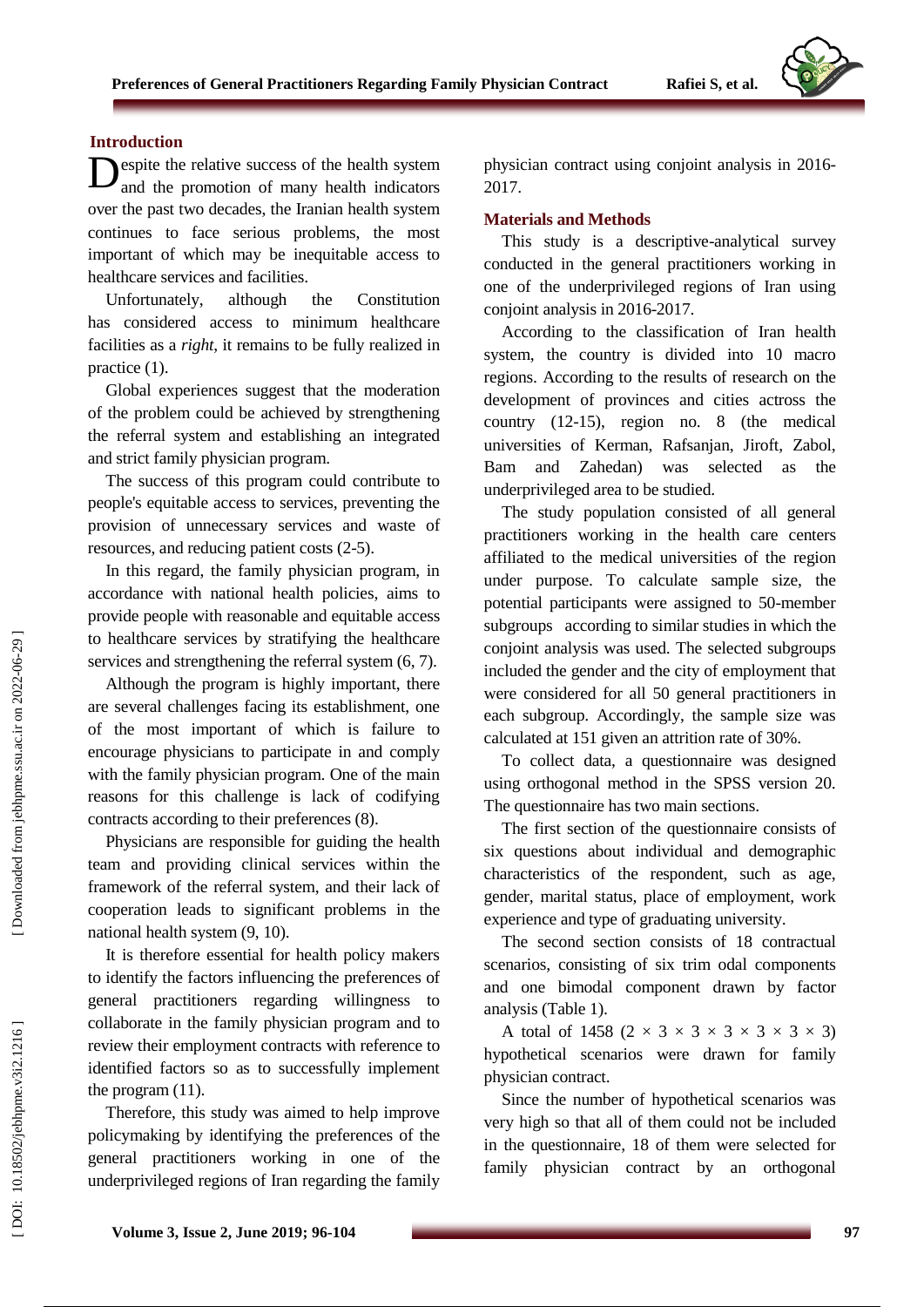## Introduction

Despite the relative success of the health system and the promotion of many health indicators over the past two decades, the Iranian health system continues to face serious problems, the most important of which may be inequitable access to healthcare services and facilities.

Unfortunately, although the Constitution has considered access to minimum healthcare facilities as a *right*, it remains to be fully realized in practice (1).

Global experiences suggest that the moderation of the problem could be achieved by strengthening the referral system and establishing an integrated and strict family physician program.

The success of this program could contribute to people's equitable access to services, preventing the provision of unnecessary services and waste of resources, and reducing patient costs (2-5).

In this regard, the family physician program, in accordance with national health policies, aims to provide people with reasonable and equitable access to healthcare services by stratifying the healthcare services and strengthening the referral system (6, 7).

Although the program is highly important, there are several challenges facing its establishment, one of the most important of which is failure to encourage physicians to participate in and comply with the family physician program. One of the main reasons for this challenge is lack of codifying contracts according to their preferences (8).

Physicians are responsible for guiding the health team and providing clinical services within the framework of the referral system, and their lack of cooperation leads to significant problems in the national health system (9, 10).

It is therefore essential for health policy makers to identify the factors influencing the preferences of general practitioners regarding willingness to collaborate in the family physician program and to review their employment contracts with reference to identified factors so as to successfully implement the program (11).

Therefore, this study was aimed to help improve policymaking by identifying the preferences of the general practitioners working in one of the underprivileged regions of Iran regarding the family physician contract using conjoint analysis in 2016-2017.

## Materials and Methods

This study is a descriptive-analytical survey conducted in the general practitioners working in one of the underprivileged regions of Iran using conjoint analysis in 2016-2017.

According to the classification of Iran health system, the country is divided into 10 macro regions. According to the results of research on the development of provinces and cities actross the country (12-15), region no. 8 (the medical universities of Kerman, Rafsanjan, Jiroft, Zabol, Bam and Zahedan) was selected as the underprivileged area to be studied.

The study population consisted of all general practitioners working in the health care centers affiliated to the medical universities of the region under purpose. To calculate sample size, the potential participants were assigned to 50-member subgroups according to similar studies in which the conjoint analysis was used. The selected subgroups included the gender and the city of employment that were considered for all 50 general practitioners in each subgroup. Accordingly, the sample size was calculated at 151 given an attrition rate of 30%.

To collect data, a questionnaire was designed using orthogonal method in the SPSS version 20. The questionnaire has two main sections.

The first section of the questionnaire consists of six questions about individual and demographic characteristics of the respondent, such as age, gender, marital status, place of employment, work experience and type of graduating university.

The second section consists of 18 contractual scenarios, consisting of six trim odal components and one bimodal component drawn by factor analysis (Table 1).

A total of 1458 ($2 \times 3 \times 3 \times 3 \times 3 \times 3 \times 3$) hypothetical scenarios were drawn for family physician contract.

Since the number of hypothetical scenarios was very high so that all of them could not be included in the questionnaire, 18 of them were selected for family physician contract by an orthogonal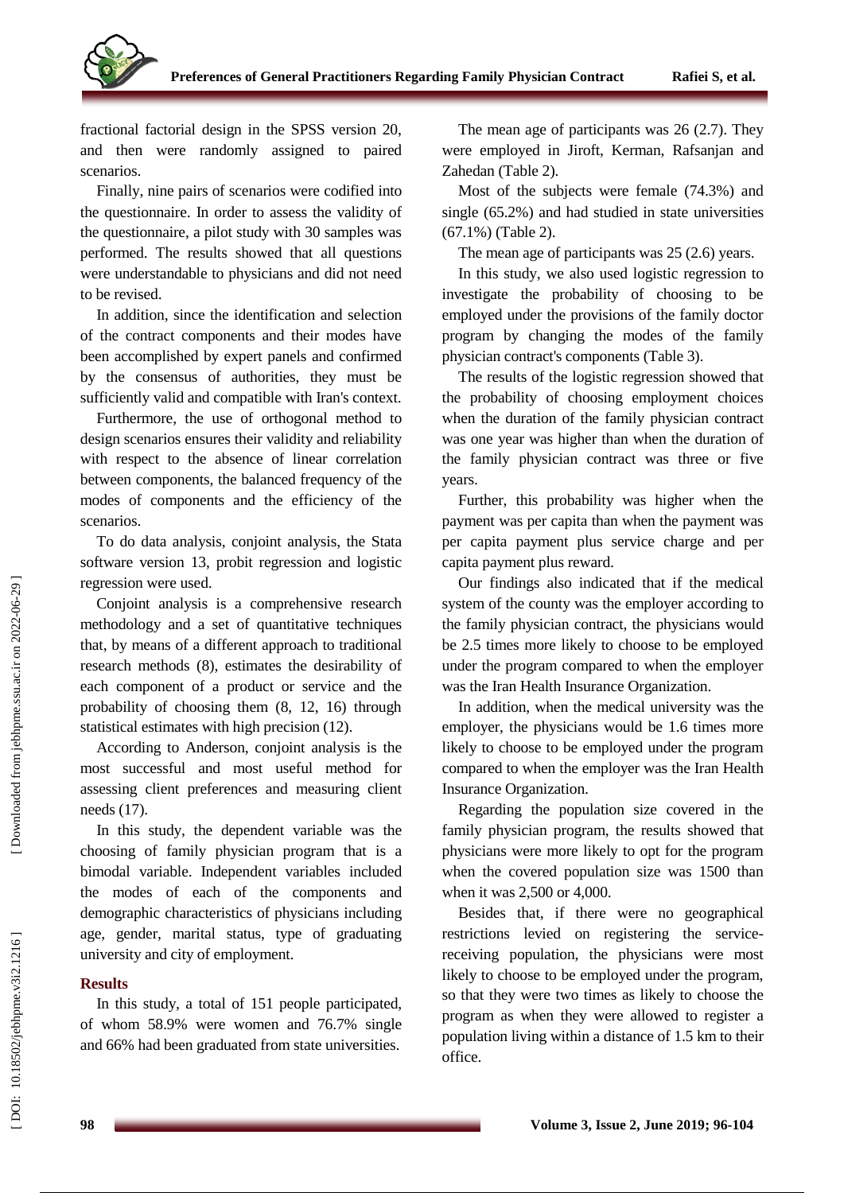fractional factorial design in the SPSS version 20, and then were randomly assigned to paired scenarios.

Finally, nine pairs of scenarios were codified into the questionnaire. In order to assess the validity of the questionnaire, a pilot study with 30 samples was performed. The results showed that all questions were understandable to physicians and did not need to be revised.

In addition, since the identification and selection of the contract components and their modes have been accomplished by expert panels and confirmed by the consensus of authorities, they must be sufficiently valid and compatible with Iran's context.

Furthermore, the use of orthogonal method to design scenarios ensures their validity and reliability with respect to the absence of linear correlation between components, the balanced frequency of the modes of components and the efficiency of the scenarios.

To do data analysis, conjoint analysis, the Stata software version 13, probit regression and logistic regression were used.

Conjoint analysis is a comprehensive research methodology and a set of quantitative techniques that, by means of a different approach to traditional research methods (8), estimates the desirability of each component of a product or service and the probability of choosing them (8, 12, 16) through statistical estimates with high precision (12).

According to Anderson, conjoint analysis is the most successful and most useful method for assessing client preferences and measuring client needs (17).

In this study, the dependent variable was the choosing of family physician program that is a bimodal variable. Independent variables included the modes of each of the components and demographic characteristics of physicians including age, gender, marital status, type of graduating university and city of employment.

## Results

In this study, a total of 151 people participated, of whom 58.9% were women and 76.7% single and 66% had been graduated from state universities.

The mean age of participants was 26 (2.7). They were employed in Jiroft, Kerman, Rafsanjan and Zahedan (Table 2).

Most of the subjects were female (74.3%) and single (65.2%) and had studied in state universities (67.1%) (Table 2).

The mean age of participants was 25 (2.6) years.

In this study, we also used logistic regression to investigate the probability of choosing to be employed under the provisions of the family doctor program by changing the modes of the family physician contract's components (Table 3).

The results of the logistic regression showed that the probability of choosing employment choices when the duration of the family physician contract was one year was higher than when the duration of the family physician contract was three or five years.

Further, this probability was higher when the payment was per capita than when the payment was per capita payment plus service charge and per capita payment plus reward.

Our findings also indicated that if the medical system of the county was the employer according to the family physician contract, the physicians would be 2.5 times more likely to choose to be employed under the program compared to when the employer was the Iran Health Insurance Organization.

In addition, when the medical university was the employer, the physicians would be 1.6 times more likely to choose to be employed under the program compared to when the employer was the Iran Health Insurance Organization.

Regarding the population size covered in the family physician program, the results showed that physicians were more likely to opt for the program when the covered population size was 1500 than when it was 2,500 or 4,000.

Besides that, if there were no geographical restrictions levied on registering the service-receiving population, the physicians were most likely to choose to be employed under the program, so that they were two times as likely to choose the program as when they were allowed to register a population living within a distance of 1.5 km to their office.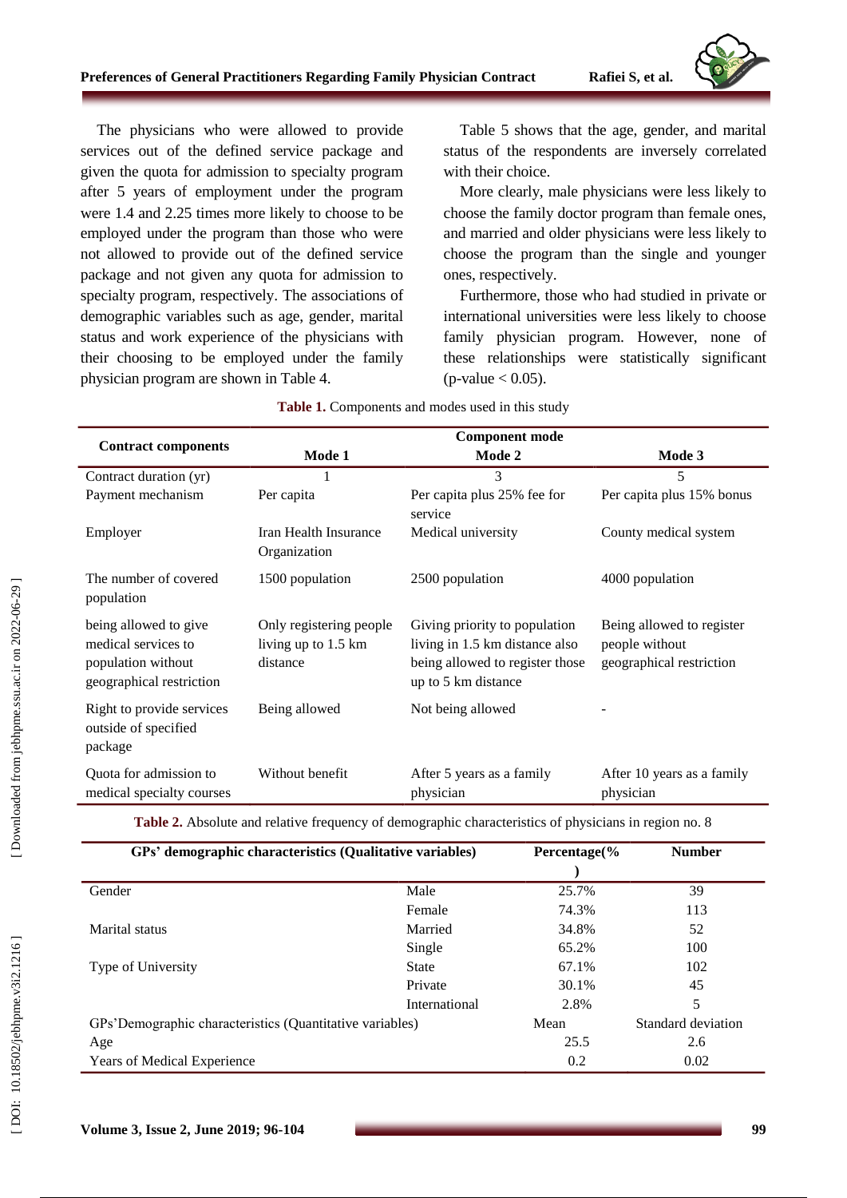The physicians who were allowed to provide services out of the defined service package and given the quota for admission to specialty program after 5 years of employment under the program were 1.4 and 2.25 times more likely to choose to be employed under the program than those who were not allowed to provide out of the defined service package and not given any quota for admission to specialty program, respectively. The associations of demographic variables such as age, gender, marital status and work experience of the physicians with their choosing to be employed under the family physician program are shown in Table 4.

Table 5 shows that the age, gender, and marital status of the respondents are inversely correlated with their choice.

More clearly, male physicians were less likely to choose the family doctor program than female ones, and married and older physicians were less likely to choose the program than the single and younger ones, respectively.

Furthermore, those who had studied in private or international universities were less likely to choose family physician program. However, none of these relationships were statistically significant (p-value $< 0.05$).

**Table 1.** Components and modes used in this study

| Contract components | Component mode | | |
|---|---|---|---|
| | **Mode 1** | **Mode 2** | **Mode 3** |
| Contract duration (yr) | 1 | 3 | 5 |
| Payment mechanism | Per capita | Per capita plus 25% fee for service | Per capita plus 15% bonus |
| Employer | Iran Health Insurance Organization | Medical university | County medical system |
| The number of covered population | 1500 population | 2500 population | 4000 population |
| being allowed to give medical services to population without geographical restriction | Only registering people living up to 1.5 km distance | Giving priority to population living in 1.5 km distance also being allowed to register those up to 5 km distance | Being allowed to register people without geographical restriction |
| Right to provide services outside of specified package | Being allowed | Not being allowed | - |
| Quota for admission to medical specialty courses | Without benefit | After 5 years as a family physician | After 10 years as a family physician |

**Table 2.** Absolute and relative frequency of demographic characteristics of physicians in region no. 8

| GPs' demographic characteristics (Qualitative variables) | | Percentage(%) | Number |
|---|---|---|---|
| Gender | Male | 25.7% | 39 |
| | Female | 74.3% | 113 |
| Marital status | Married | 34.8% | 52 |
| | Single | 65.2% | 100 |
| Type of University | State | 67.1% | 102 |
| | Private | 30.1% | 45 |
| | International | 2.8% | 5 |
| GPs'Demographic characteristics (Quantitative variables) | | Mean | Standard deviation |
| Age | | 25.5 | 2.6 |
| Years of Medical Experience | | 0.2 | 0.02 |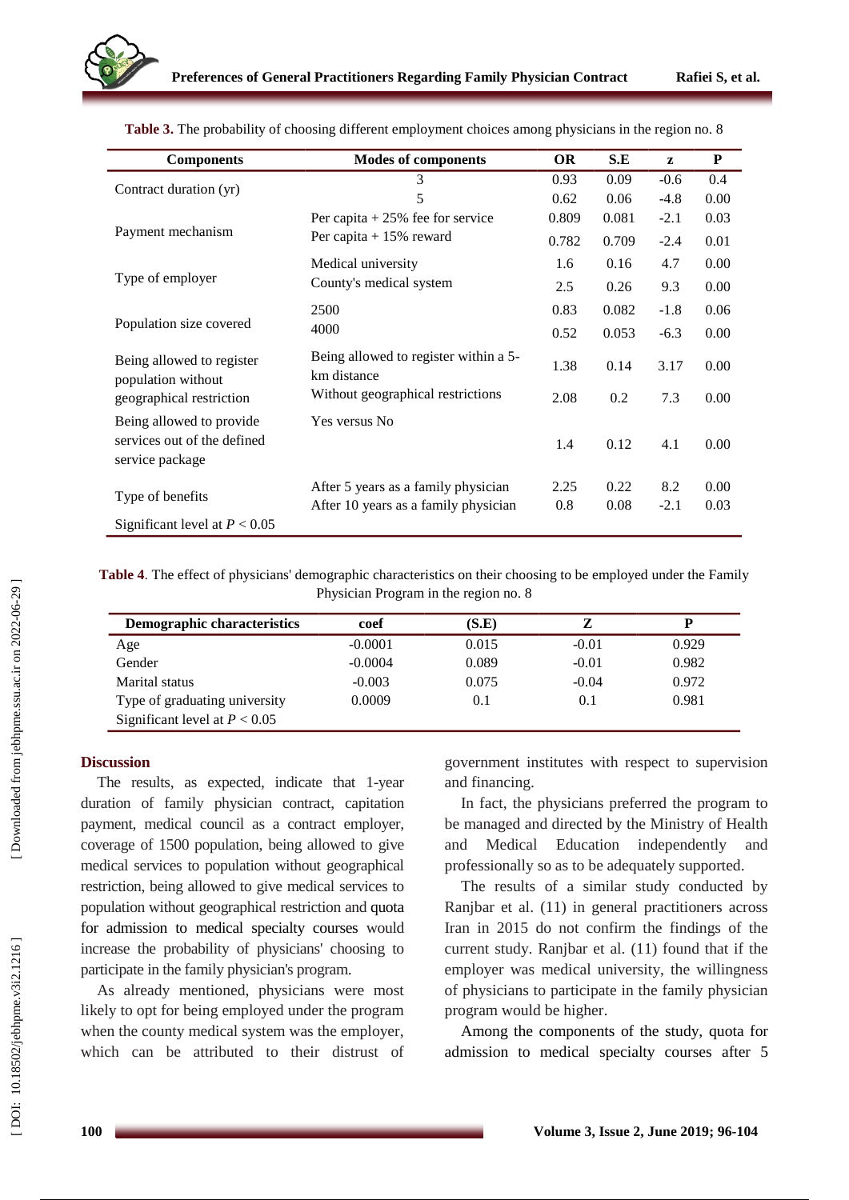**Table 3.** The probability of choosing different employment choices among physicians in the region no. 8

| Components | Modes of components | OR | S.E | z | P |
|---|---|---|---|---|---|
| Contract duration (yr) | 3 | 0.93 | 0.09 | -0.6 | 0.4 |
| | 5 | 0.62 | 0.06 | -4.8 | 0.00 |
| Payment mechanism | Per capita + 25% fee for service | 0.809 | 0.081 | -2.1 | 0.03 |
| | Per capita + 15% reward | 0.782 | 0.709 | -2.4 | 0.01 |
| Type of employer | Medical university | 1.6 | 0.16 | 4.7 | 0.00 |
| | County's medical system | 2.5 | 0.26 | 9.3 | 0.00 |
| Population size covered | 2500 | 0.83 | 0.082 | -1.8 | 0.06 |
| | 4000 | 0.52 | 0.053 | -6.3 | 0.00 |
| Being allowed to register population without geographical restriction | Being allowed to register within a 5-km distance | 1.38 | 0.14 | 3.17 | 0.00 |
| | Without geographical restrictions | 2.08 | 0.2 | 7.3 | 0.00 |
| Being allowed to provide services out of the defined service package | Yes versus No | 1.4 | 0.12 | 4.1 | 0.00 |
| Type of benefits | After 5 years as a family physician | 2.25 | 0.22 | 8.2 | 0.00 |
| | After 10 years as a family physician | 0.8 | 0.08 | -2.1 | 0.03 |
| Significant level at $P < 0.05$ | | | | | |

**Table 4**. The effect of physicians' demographic characteristics on their choosing to be employed under the Family Physician Program in the region no. 8

| Demographic characteristics | coef | (S.E) | Z | P |
|---|---|---|---|---|
| Age | -0.0001 | 0.015 | -0.01 | 0.929 |
| Gender | -0.0004 | 0.089 | -0.01 | 0.982 |
| Marital status | -0.003 | 0.075 | -0.04 | 0.972 |
| Type of graduating university | 0.0009 | 0.1 | 0.1 | 0.981 |
| Significant level at $P < 0.05$ | | | | |

## Discussion

The results, as expected, indicate that 1-year duration of family physician contract, capitation payment, medical council as a contract employer, coverage of 1500 population, being allowed to give medical services to population without geographical restriction, being allowed to give medical services to population without geographical restriction and quota for admission to medical specialty courses would increase the probability of physicians' choosing to participate in the family physician's program.

As already mentioned, physicians were most likely to opt for being employed under the program when the county medical system was the employer, which can be attributed to their distrust of government institutes with respect to supervision and financing.

In fact, the physicians preferred the program to be managed and directed by the Ministry of Health and Medical Education independently and professionally so as to be adequately supported.

The results of a similar study conducted by Ranjbar et al. (11) in general practitioners across Iran in 2015 do not confirm the findings of the current study. Ranjbar et al. (11) found that if the employer was medical university, the willingness of physicians to participate in the family physician program would be higher.

Among the components of the study, quota for admission to medical specialty courses after 5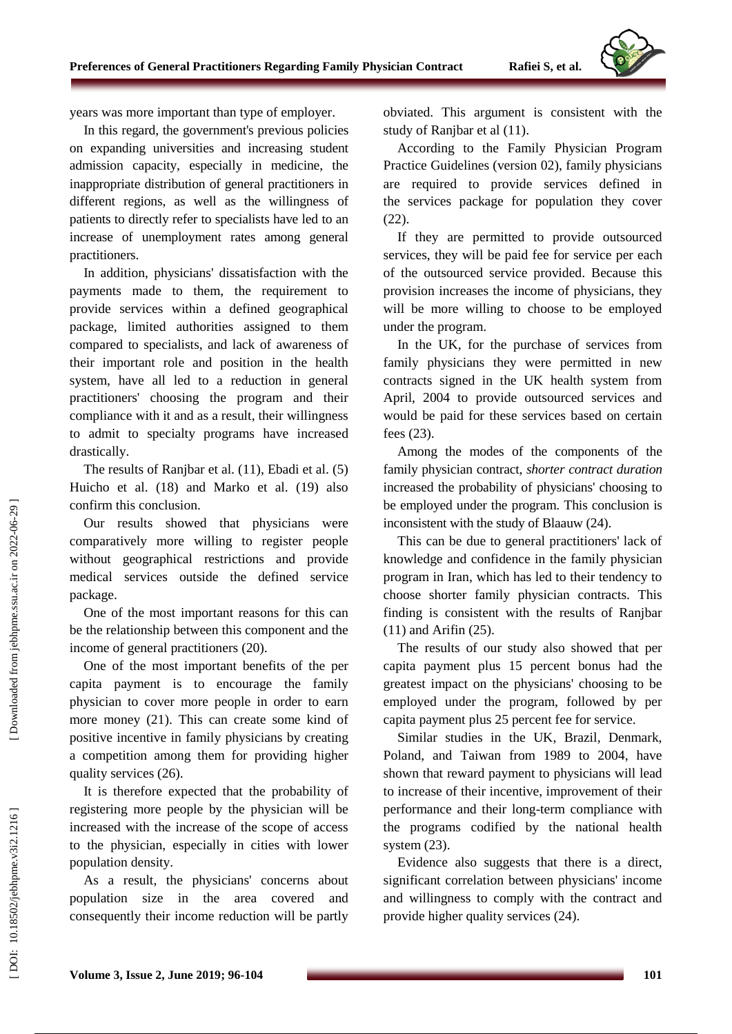years was more important than type of employer.

In this regard, the government's previous policies on expanding universities and increasing student admission capacity, especially in medicine, the inappropriate distribution of general practitioners in different regions, as well as the willingness of patients to directly refer to specialists have led to an increase of unemployment rates among general practitioners.

In addition, physicians' dissatisfaction with the payments made to them, the requirement to provide services within a defined geographical package, limited authorities assigned to them compared to specialists, and lack of awareness of their important role and position in the health system, have all led to a reduction in general practitioners' choosing the program and their compliance with it and as a result, their willingness to admit to specialty programs have increased drastically.

The results of Ranjbar et al. (11), Ebadi et al. (5) Huicho et al. (18) and Marko et al. (19) also confirm this conclusion.

Our results showed that physicians were comparatively more willing to register people without geographical restrictions and provide medical services outside the defined service package.

One of the most important reasons for this can be the relationship between this component and the income of general practitioners (20).

One of the most important benefits of the per capita payment is to encourage the family physician to cover more people in order to earn more money (21). This can create some kind of positive incentive in family physicians by creating a competition among them for providing higher quality services (26).

It is therefore expected that the probability of registering more people by the physician will be increased with the increase of the scope of access to the physician, especially in cities with lower population density.

As a result, the physicians' concerns about population size in the area covered and consequently their income reduction will be partly obviated. This argument is consistent with the study of Ranjbar et al (11).

According to the Family Physician Program Practice Guidelines (version 02), family physicians are required to provide services defined in the services package for population they cover (22).

If they are permitted to provide outsourced services, they will be paid fee for service per each of the outsourced service provided. Because this provision increases the income of physicians, they will be more willing to choose to be employed under the program.

In the UK, for the purchase of services from family physicians they were permitted in new contracts signed in the UK health system from April, 2004 to provide outsourced services and would be paid for these services based on certain fees (23).

Among the modes of the components of the family physician contract, *shorter contract duration* increased the probability of physicians' choosing to be employed under the program. This conclusion is inconsistent with the study of Blaauw (24).

This can be due to general practitioners' lack of knowledge and confidence in the family physician program in Iran, which has led to their tendency to choose shorter family physician contracts. This finding is consistent with the results of Ranjbar (11) and Arifin (25).

The results of our study also showed that per capita payment plus 15 percent bonus had the greatest impact on the physicians' choosing to be employed under the program, followed by per capita payment plus 25 percent fee for service.

Similar studies in the UK, Brazil, Denmark, Poland, and Taiwan from 1989 to 2004, have shown that reward payment to physicians will lead to increase of their incentive, improvement of their performance and their long-term compliance with the programs codified by the national health system (23).

Evidence also suggests that there is a direct, significant correlation between physicians' income and willingness to comply with the contract and provide higher quality services (24).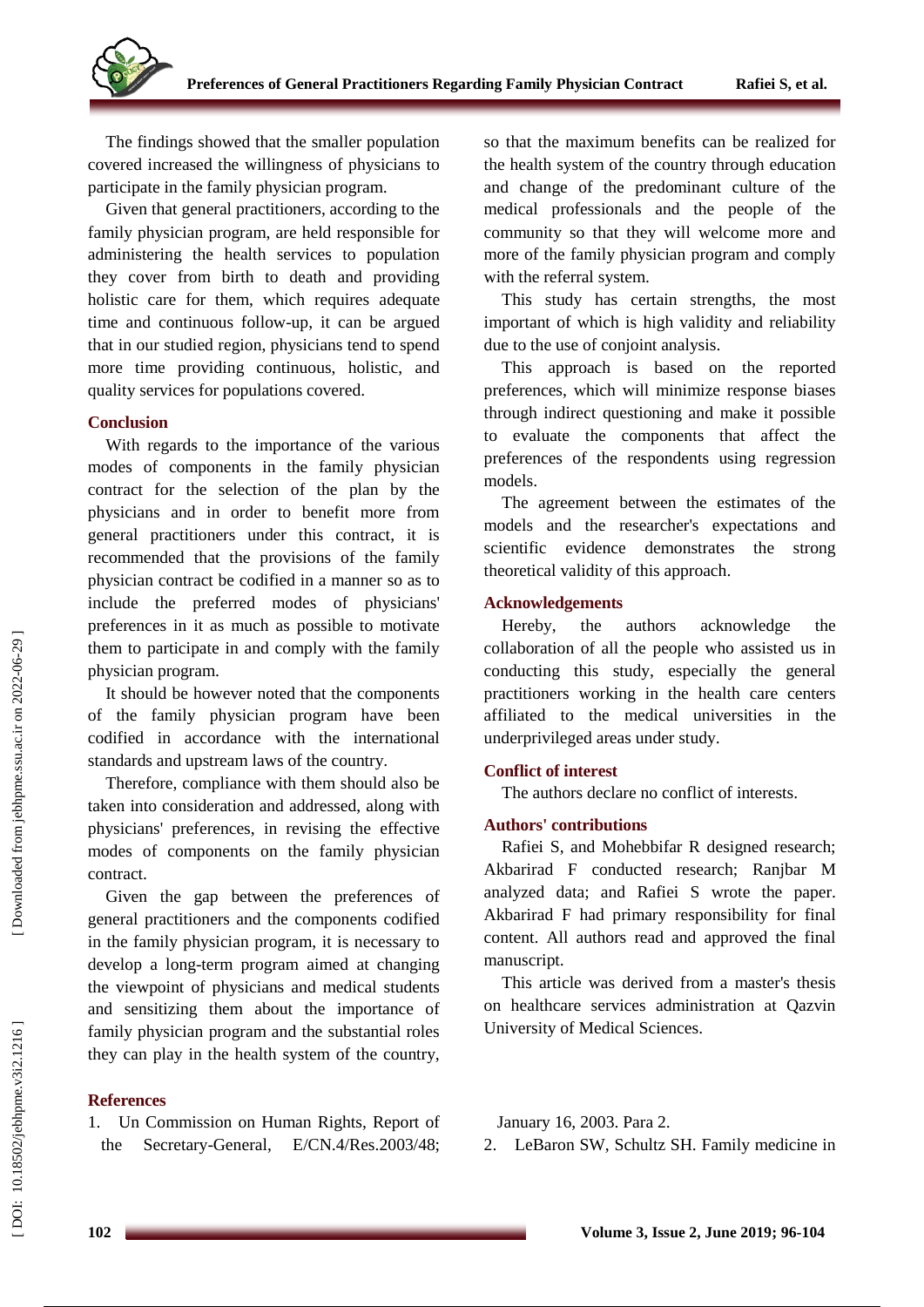The findings showed that the smaller population covered increased the willingness of physicians to participate in the family physician program.

Given that general practitioners, according to the family physician program, are held responsible for administering the health services to population they cover from birth to death and providing holistic care for them, which requires adequate time and continuous follow-up, it can be argued that in our studied region, physicians tend to spend more time providing continuous, holistic, and quality services for populations covered.

## Conclusion

With regards to the importance of the various modes of components in the family physician contract for the selection of the plan by the physicians and in order to benefit more from general practitioners under this contract, it is recommended that the provisions of the family physician contract be codified in a manner so as to include the preferred modes of physicians' preferences in it as much as possible to motivate them to participate in and comply with the family physician program.

It should be however noted that the components of the family physician program have been codified in accordance with the international standards and upstream laws of the country.

Therefore, compliance with them should also be taken into consideration and addressed, along with physicians' preferences, in revising the effective modes of components on the family physician contract.

Given the gap between the preferences of general practitioners and the components codified in the family physician program, it is necessary to develop a long-term program aimed at changing the viewpoint of physicians and medical students and sensitizing them about the importance of family physician program and the substantial roles they can play in the health system of the country, so that the maximum benefits can be realized for the health system of the country through education and change of the predominant culture of the medical professionals and the people of the community so that they will welcome more and more of the family physician program and comply with the referral system.

This study has certain strengths, the most important of which is high validity and reliability due to the use of conjoint analysis.

This approach is based on the reported preferences, which will minimize response biases through indirect questioning and make it possible to evaluate the components that affect the preferences of the respondents using regression models.

The agreement between the estimates of the models and the researcher's expectations and scientific evidence demonstrates the strong theoretical validity of this approach.

## Acknowledgements

Hereby, the authors acknowledge the collaboration of all the people who assisted us in conducting this study, especially the general practitioners working in the health care centers affiliated to the medical universities in the underprivileged areas under study.

## Conflict of interest

The authors declare no conflict of interests.

## Authors' contributions

Rafiei S, and Mohebbifar R designed research; Akbarirad F conducted research; Ranjbar M analyzed data; and Rafiei S wrote the paper. Akbarirad F had primary responsibility for final content. All authors read and approved the final manuscript.

This article was derived from a master's thesis on healthcare services administration at Qazvin University of Medical Sciences.

## References

1. Un Commission on Human Rights, Report of the Secretary-General, E/CN.4/Res.2003/48; January 16, 2003. Para 2.
2. LeBaron SW, Schultz SH. Family medicine in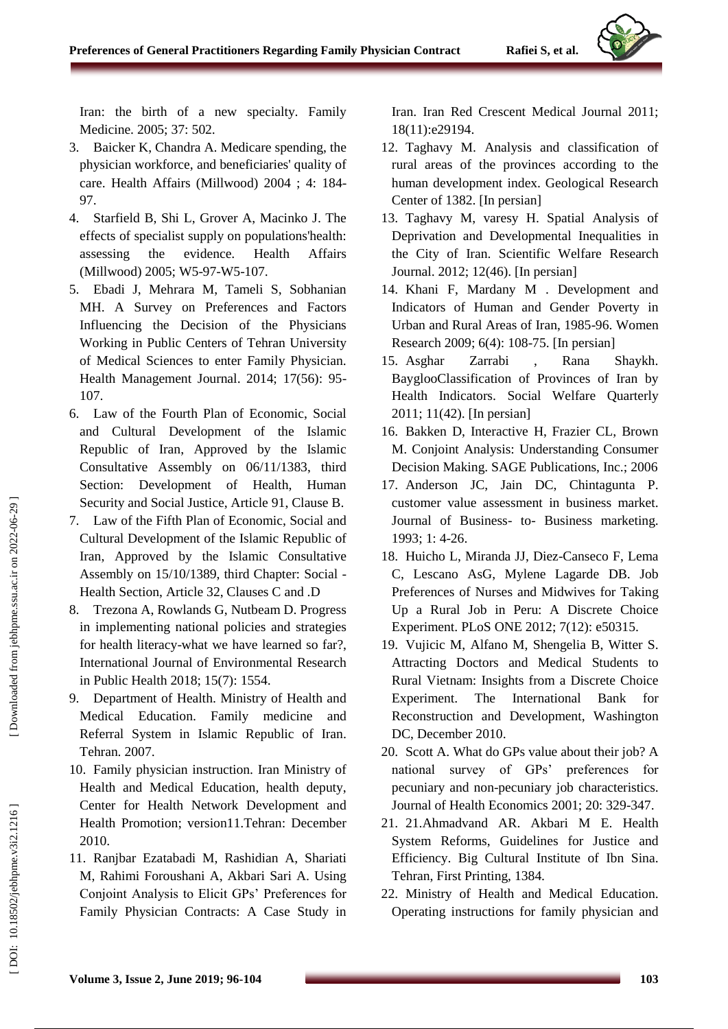Iran: the birth of a new specialty. Family Medicine. 2005; 37: 502.

3. Baicker K, Chandra A. Medicare spending, the physician workforce, and beneficiaries' quality of care. Health Affairs (Millwood) 2004 ; 4: 184-97.
4. Starfield B, Shi L, Grover A, Macinko J. The effects of specialist supply on populations'health: assessing the evidence. Health Affairs (Millwood) 2005; W5-97-W5-107.
5. Ebadi J, Mehrara M, Tameli S, Sobhanian MH. A Survey on Preferences and Factors Influencing the Decision of the Physicians Working in Public Centers of Tehran University of Medical Sciences to enter Family Physician. Health Management Journal. 2014; 17(56): 95-107.
6. Law of the Fourth Plan of Economic, Social and Cultural Development of the Islamic Republic of Iran, Approved by the Islamic Consultative Assembly on 06/11/1383, third Section: Development of Health, Human Security and Social Justice, Article 91, Clause B.
7. Law of the Fifth Plan of Economic, Social and Cultural Development of the Islamic Republic of Iran, Approved by the Islamic Consultative Assembly on 15/10/1389, third Chapter: Social - Health Section, Article 32, Clauses C and .D
8. Trezona A, Rowlands G, Nutbeam D. Progress in implementing national policies and strategies for health literacy-what we have learned so far?, International Journal of Environmental Research in Public Health 2018; 15(7): 1554.
9. Department of Health. Ministry of Health and Medical Education. Family medicine and Referral System in Islamic Republic of Iran. Tehran. 2007.
10. Family physician instruction. Iran Ministry of Health and Medical Education, health deputy, Center for Health Network Development and Health Promotion; version11.Tehran: December 2010.
11. Ranjbar Ezatabadi M, Rashidian A, Shariati M, Rahimi Foroushani A, Akbari Sari A. Using Conjoint Analysis to Elicit GPs' Preferences for Family Physician Contracts: A Case Study in Iran. Iran Red Crescent Medical Journal 2011; 18(11):e29194.
12. Taghavy M. Analysis and classification of rural areas of the provinces according to the human development index. Geological Research Center of 1382. [In persian]
13. Taghavy M, varesy H. Spatial Analysis of Deprivation and Developmental Inequalities in the City of Iran. Scientific Welfare Research Journal. 2012; 12(46). [In persian]
14. Khani F, Mardany M . Development and Indicators of Human and Gender Poverty in Urban and Rural Areas of Iran, 1985-96. Women Research 2009; 6(4): 108-75. [In persian]
15. Asghar Zarrabi , Rana Shaykh. BayglooClassification of Provinces of Iran by Health Indicators. Social Welfare Quarterly 2011; 11(42). [In persian]
16. Bakken D, Interactive H, Frazier CL, Brown M. Conjoint Analysis: Understanding Consumer Decision Making. SAGE Publications, Inc.; 2006
17. Anderson JC, Jain DC, Chintagunta P. customer value assessment in business market. Journal of Business- to- Business marketing. 1993; 1: 4-26.
18. Huicho L, Miranda JJ, Diez-Canseco F, Lema C, Lescano AsG, Mylene Lagarde DB. Job Preferences of Nurses and Midwives for Taking Up a Rural Job in Peru: A Discrete Choice Experiment. PLoS ONE 2012; 7(12): e50315.
19. Vujicic M, Alfano M, Shengelia B, Witter S. Attracting Doctors and Medical Students to Rural Vietnam: Insights from a Discrete Choice Experiment. The International Bank for Reconstruction and Development, Washington DC, December 2010.
20. Scott A. What do GPs value about their job? A national survey of GPs' preferences for pecuniary and non-pecuniary job characteristics. Journal of Health Economics 2001; 20: 329-347.
21. 21.Ahmadvand AR. Akbari M E. Health System Reforms, Guidelines for Justice and Efficiency. Big Cultural Institute of Ibn Sina. Tehran, First Printing, 1384.
22. Ministry of Health and Medical Education. Operating instructions for family physician and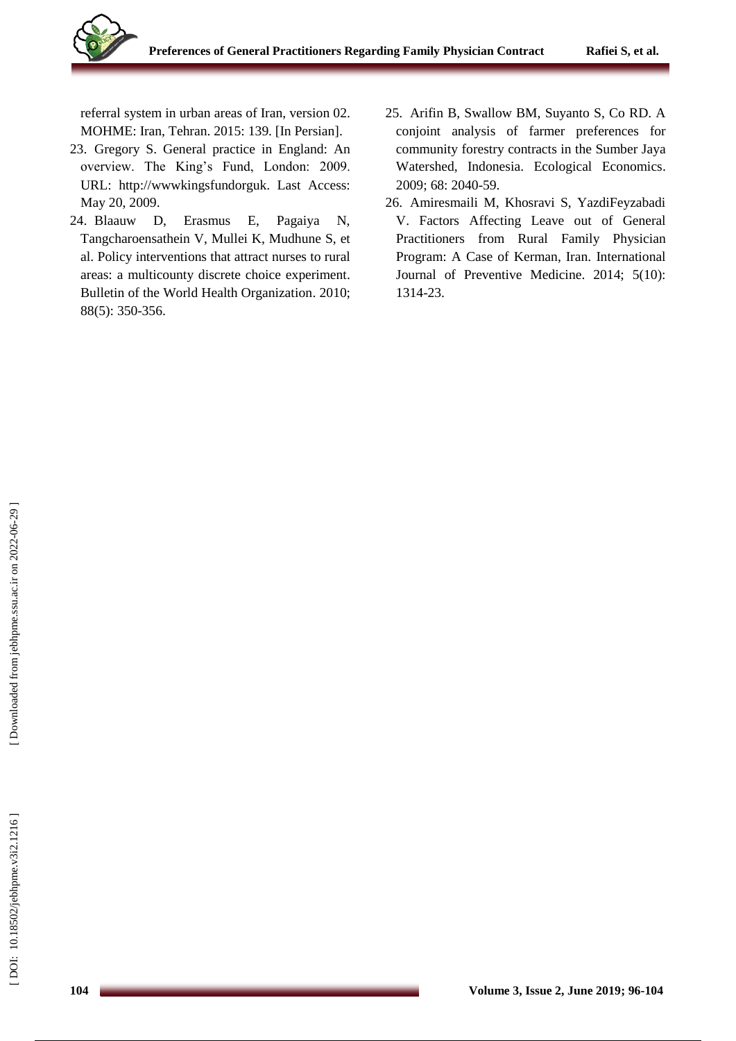referral system in urban areas of Iran, version 02. MOHME: Iran, Tehran. 2015: 139. [In Persian].

23. Gregory S. General practice in England: An overview. The King's Fund, London: 2009. URL: http://wwwkingsfundorguk. Last Access: May 20, 2009.
24. Blaauw D, Erasmus E, Pagaiya N, Tangcharoensathein V, Mullei K, Mudhune S, et al. Policy interventions that attract nurses to rural areas: a multicounty discrete choice experiment. Bulletin of the World Health Organization. 2010; 88(5): 350-356.
25. Arifin B, Swallow BM, Suyanto S, Co RD. A conjoint analysis of farmer preferences for community forestry contracts in the Sumber Jaya Watershed, Indonesia. Ecological Economics. 2009; 68: 2040-59.
26. Amiresmaili M, Khosravi S, YazdiFeyzabadi V. Factors Affecting Leave out of General Practitioners from Rural Family Physician Program: A Case of Kerman, Iran. International Journal of Preventive Medicine. 2014; 5(10): 1314-23.